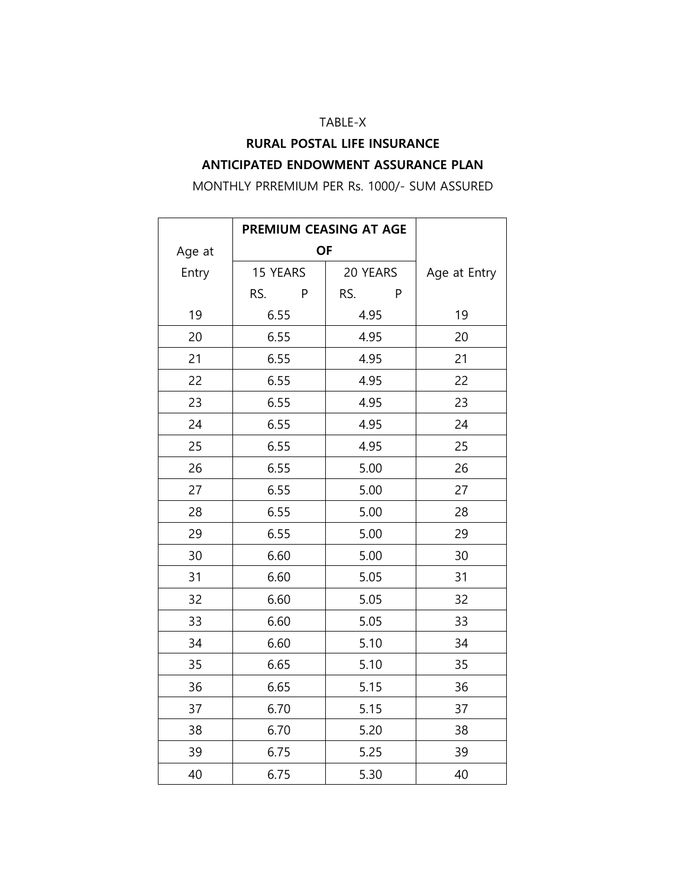TABLE-X

**RURAL POSTAL LIFE INSURANCE**

**ANTICIPATED ENDOWMENT ASSURANCE PLAN**

MONTHLY PRREMIUM PER Rs. 1000/- SUM ASSURED

| Age at Entry | **PREMIUM CEASING AT AGE OF** | | Age at Entry |
|---|---|---|---|
| | 15 YEARS RS. P | 20 YEARS RS. P | |
| 19 | 6.55 | 4.95 | 19 |
| 20 | 6.55 | 4.95 | 20 |
| 21 | 6.55 | 4.95 | 21 |
| 22 | 6.55 | 4.95 | 22 |
| 23 | 6.55 | 4.95 | 23 |
| 24 | 6.55 | 4.95 | 24 |
| 25 | 6.55 | 4.95 | 25 |
| 26 | 6.55 | 5.00 | 26 |
| 27 | 6.55 | 5.00 | 27 |
| 28 | 6.55 | 5.00 | 28 |
| 29 | 6.55 | 5.00 | 29 |
| 30 | 6.60 | 5.00 | 30 |
| 31 | 6.60 | 5.05 | 31 |
| 32 | 6.60 | 5.05 | 32 |
| 33 | 6.60 | 5.05 | 33 |
| 34 | 6.60 | 5.10 | 34 |
| 35 | 6.65 | 5.10 | 35 |
| 36 | 6.65 | 5.15 | 36 |
| 37 | 6.70 | 5.15 | 37 |
| 38 | 6.70 | 5.20 | 38 |
| 39 | 6.75 | 5.25 | 39 |
| 40 | 6.75 | 5.30 | 40 |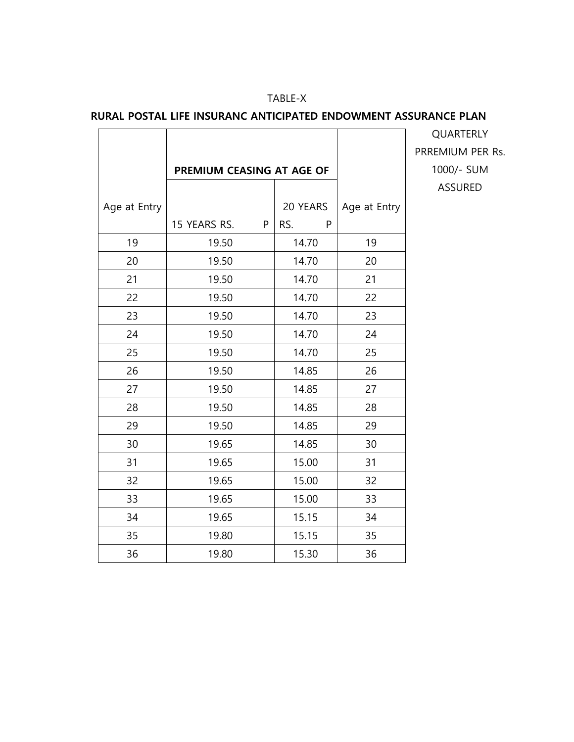TABLE-X

**RURAL POSTAL LIFE INSURANC ANTICIPATED ENDOWMENT ASSURANCE PLAN**

QUARTERLY PRREMIUM PER Rs. 1000/- SUM ASSURED

| Age at Entry | **PREMIUM CEASING AT AGE OF** | | Age at Entry |
|---|---|---|---|
| | 15 YEARS RS. P | 20 YEARS RS. P | |
| 19 | 19.50 | 14.70 | 19 |
| 20 | 19.50 | 14.70 | 20 |
| 21 | 19.50 | 14.70 | 21 |
| 22 | 19.50 | 14.70 | 22 |
| 23 | 19.50 | 14.70 | 23 |
| 24 | 19.50 | 14.70 | 24 |
| 25 | 19.50 | 14.70 | 25 |
| 26 | 19.50 | 14.85 | 26 |
| 27 | 19.50 | 14.85 | 27 |
| 28 | 19.50 | 14.85 | 28 |
| 29 | 19.50 | 14.85 | 29 |
| 30 | 19.65 | 14.85 | 30 |
| 31 | 19.65 | 15.00 | 31 |
| 32 | 19.65 | 15.00 | 32 |
| 33 | 19.65 | 15.00 | 33 |
| 34 | 19.65 | 15.15 | 34 |
| 35 | 19.80 | 15.15 | 35 |
| 36 | 19.80 | 15.30 | 36 |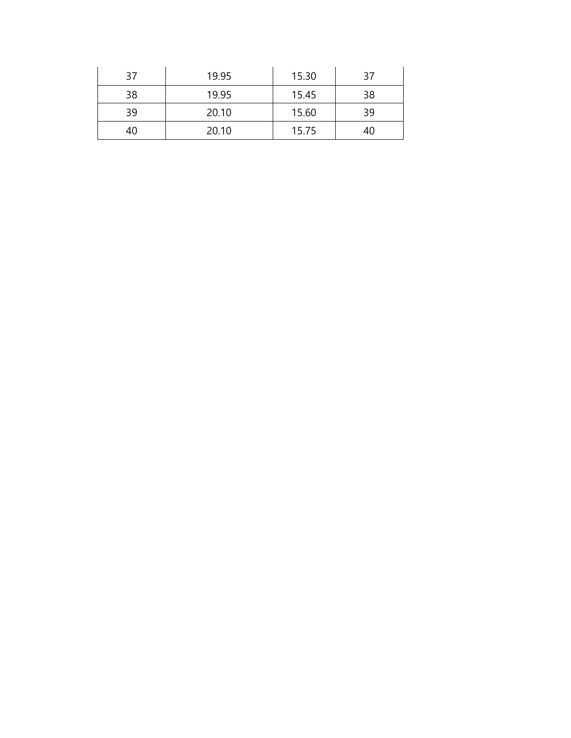| | | | |
|---|---|---|---|
| 37 | 19.95 | 15.30 | 37 |
| 38 | 19.95 | 15.45 | 38 |
| 39 | 20.10 | 15.60 | 39 |
| 40 | 20.10 | 15.75 | 40 |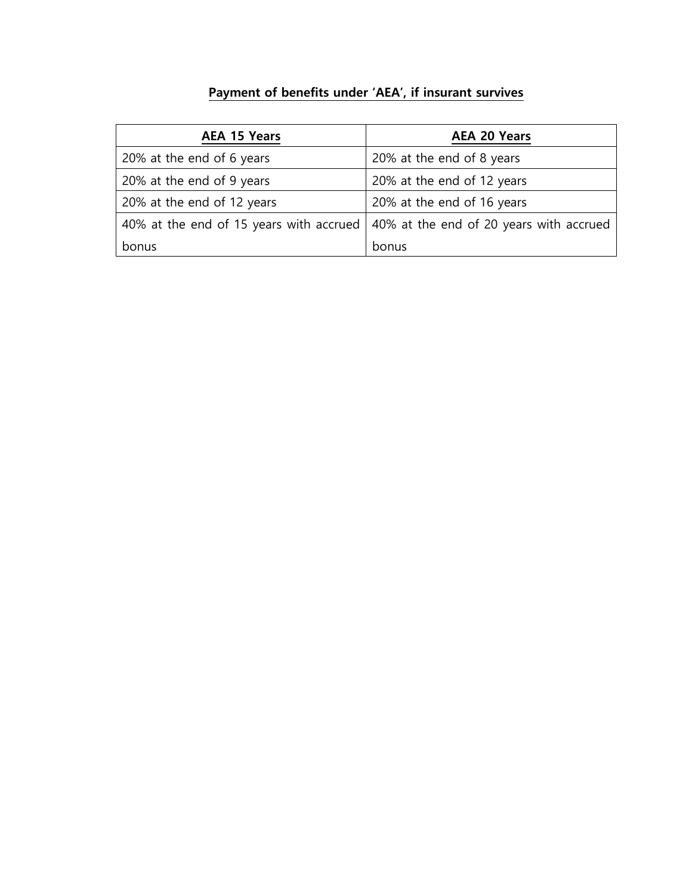**Payment of benefits under 'AEA', if insurant survives**

| **AEA 15 Years** | **AEA 20 Years** |
| --- | --- |
| 20% at the end of 6 years | 20% at the end of 8 years |
| 20% at the end of 9 years | 20% at the end of 12 years |
| 20% at the end of 12 years | 20% at the end of 16 years |
| 40% at the end of 15 years with accrued bonus | 40% at the end of 20 years with accrued bonus |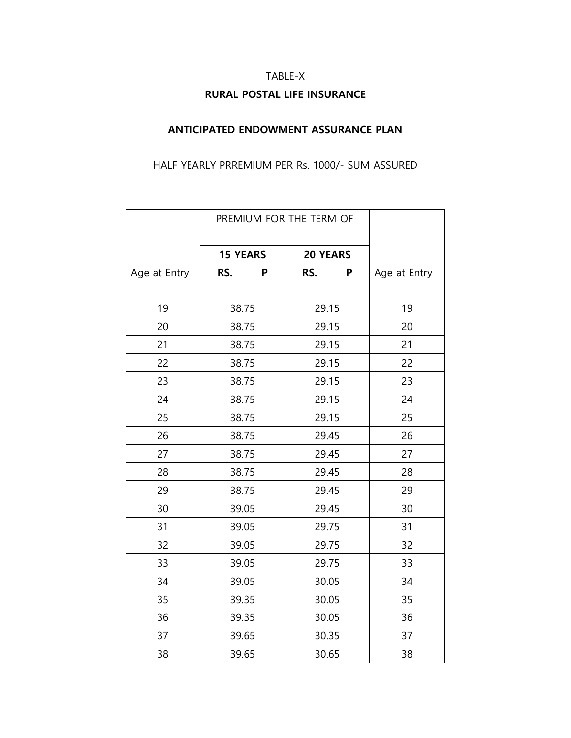TABLE-X

**RURAL POSTAL LIFE INSURANCE**

**ANTICIPATED ENDOWMENT ASSURANCE PLAN**

HALF YEARLY PRREMIUM PER Rs. 1000/- SUM ASSURED

| Age at Entry | PREMIUM FOR THE TERM OF | | Age at Entry |
|---|---|---|---|
| | **15 YEARS** **RS. P** | **20 YEARS** **RS. P** | |
| 19 | 38.75 | 29.15 | 19 |
| 20 | 38.75 | 29.15 | 20 |
| 21 | 38.75 | 29.15 | 21 |
| 22 | 38.75 | 29.15 | 22 |
| 23 | 38.75 | 29.15 | 23 |
| 24 | 38.75 | 29.15 | 24 |
| 25 | 38.75 | 29.15 | 25 |
| 26 | 38.75 | 29.45 | 26 |
| 27 | 38.75 | 29.45 | 27 |
| 28 | 38.75 | 29.45 | 28 |
| 29 | 38.75 | 29.45 | 29 |
| 30 | 39.05 | 29.45 | 30 |
| 31 | 39.05 | 29.75 | 31 |
| 32 | 39.05 | 29.75 | 32 |
| 33 | 39.05 | 29.75 | 33 |
| 34 | 39.05 | 30.05 | 34 |
| 35 | 39.35 | 30.05 | 35 |
| 36 | 39.35 | 30.05 | 36 |
| 37 | 39.65 | 30.35 | 37 |
| 38 | 39.65 | 30.65 | 38 |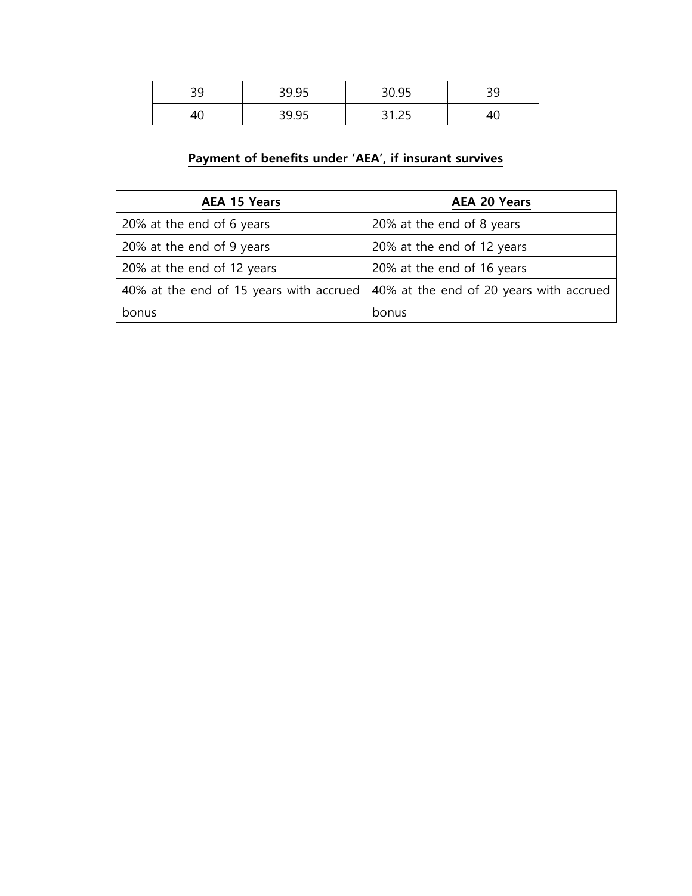| 39 | 39.95 | 30.95 | 39 |
|---|---|---|---|
| 40 | 39.95 | 31.25 | 40 |

**Payment of benefits under 'AEA', if insurant survives**

| AEA 15 Years | AEA 20 Years |
|---|---|
| 20% at the end of 6 years | 20% at the end of 8 years |
| 20% at the end of 9 years | 20% at the end of 12 years |
| 20% at the end of 12 years | 20% at the end of 16 years |
| 40% at the end of 15 years with accrued bonus | 40% at the end of 20 years with accrued bonus |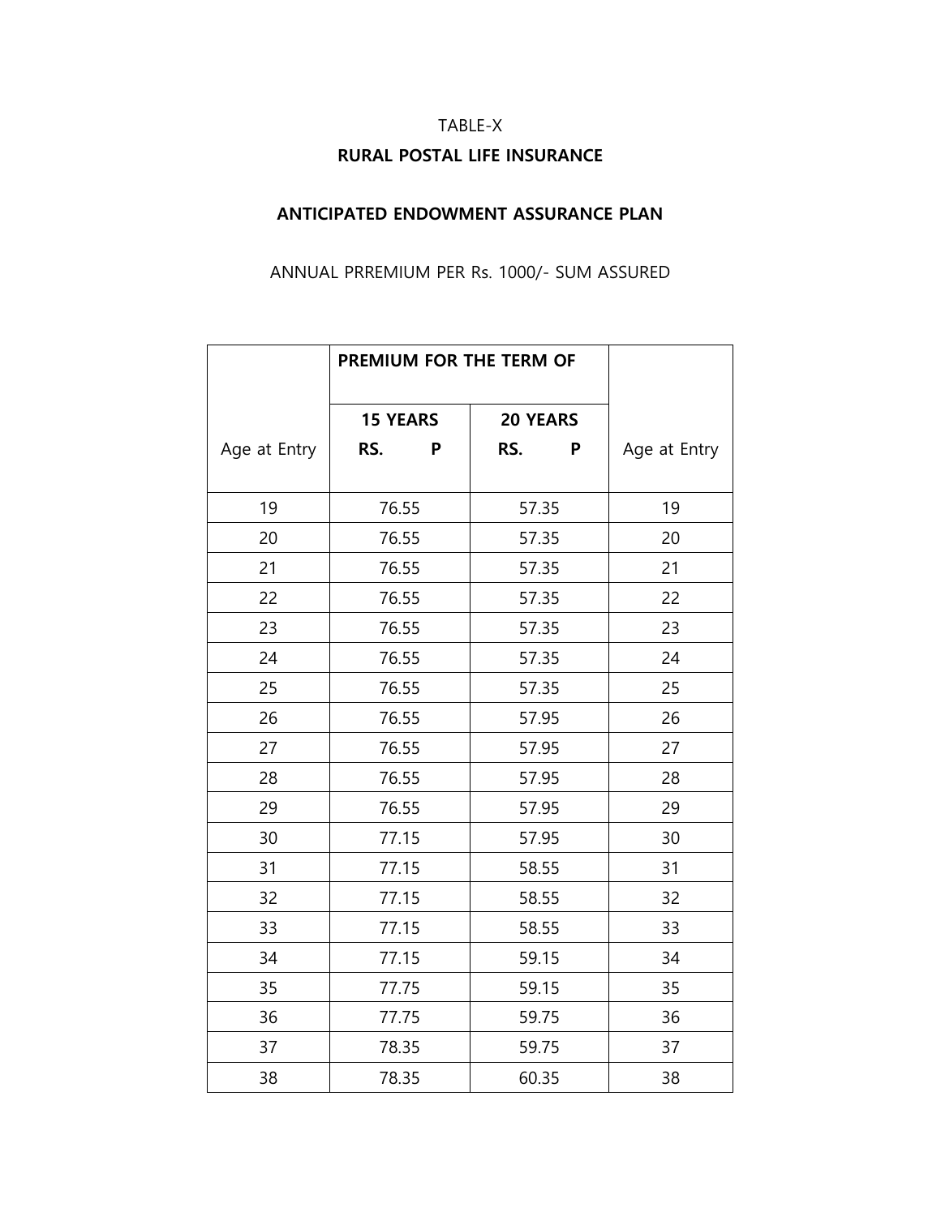TABLE-X

**RURAL POSTAL LIFE INSURANCE**

**ANTICIPATED ENDOWMENT ASSURANCE PLAN**

ANNUAL PRREMIUM PER Rs. 1000/- SUM ASSURED

| Age at Entry | PREMIUM FOR THE TERM OF | | Age at Entry |
|---|---|---|---|
| | **15 YEARS** **RS. P** | **20 YEARS** **RS. P** | |
| 19 | 76.55 | 57.35 | 19 |
| 20 | 76.55 | 57.35 | 20 |
| 21 | 76.55 | 57.35 | 21 |
| 22 | 76.55 | 57.35 | 22 |
| 23 | 76.55 | 57.35 | 23 |
| 24 | 76.55 | 57.35 | 24 |
| 25 | 76.55 | 57.35 | 25 |
| 26 | 76.55 | 57.95 | 26 |
| 27 | 76.55 | 57.95 | 27 |
| 28 | 76.55 | 57.95 | 28 |
| 29 | 76.55 | 57.95 | 29 |
| 30 | 77.15 | 57.95 | 30 |
| 31 | 77.15 | 58.55 | 31 |
| 32 | 77.15 | 58.55 | 32 |
| 33 | 77.15 | 58.55 | 33 |
| 34 | 77.15 | 59.15 | 34 |
| 35 | 77.75 | 59.15 | 35 |
| 36 | 77.75 | 59.75 | 36 |
| 37 | 78.35 | 59.75 | 37 |
| 38 | 78.35 | 60.35 | 38 |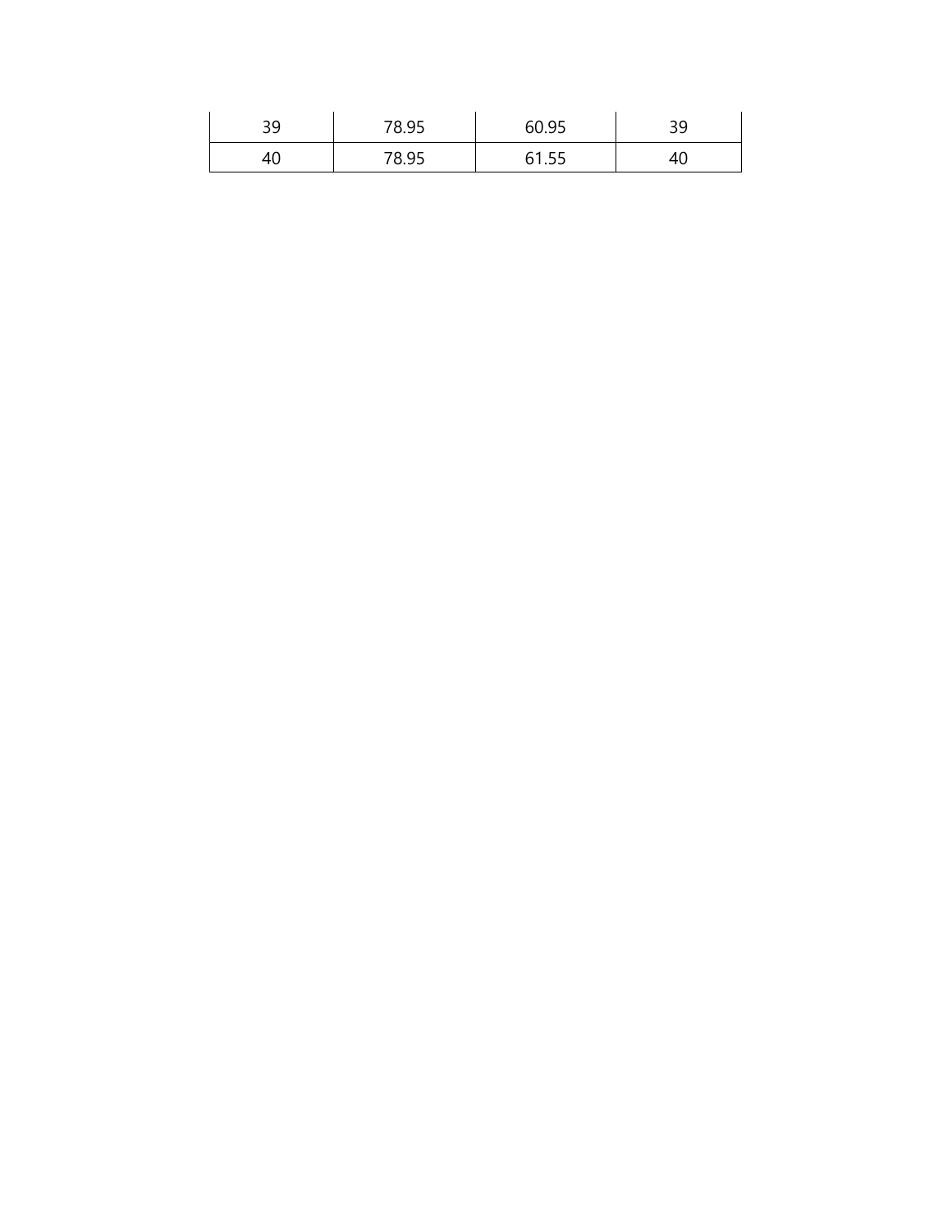| | | | |
|---|---|---|---|
| 39 | 78.95 | 60.95 | 39 |
| 40 | 78.95 | 61.55 | 40 |